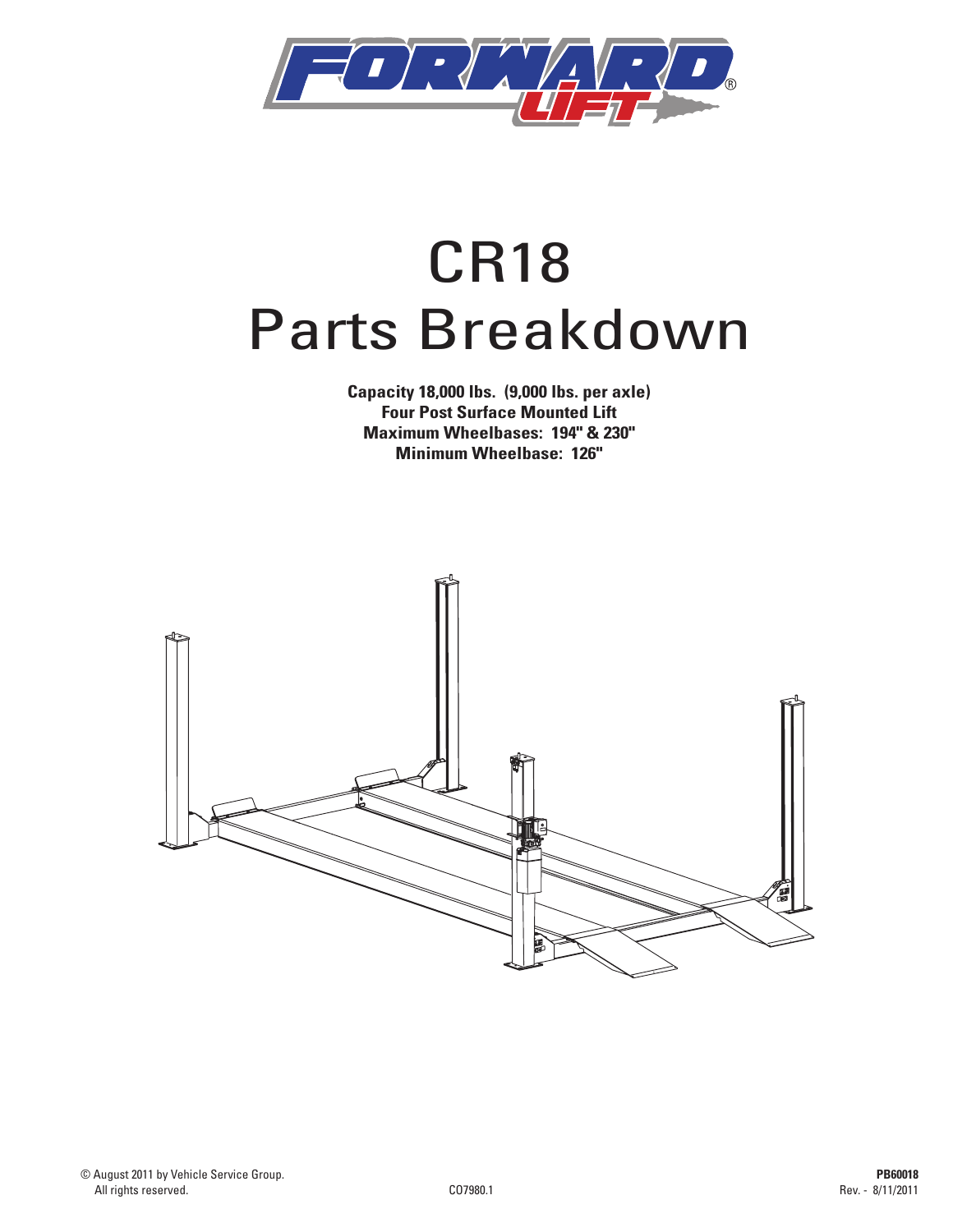# CR18

# Parts Breakdown

**Capacity 18,000 lbs. (9,000 lbs. per axle)**
**Four Post Surface Mounted Lift**
**Maximum Wheelbases: 194" & 230"**
**Minimum Wheelbase: 126"**

© August 2011 by Vehicle Service Group.
All rights reserved.

CO7980.1

**PB60018**
Rev. - 8/11/2011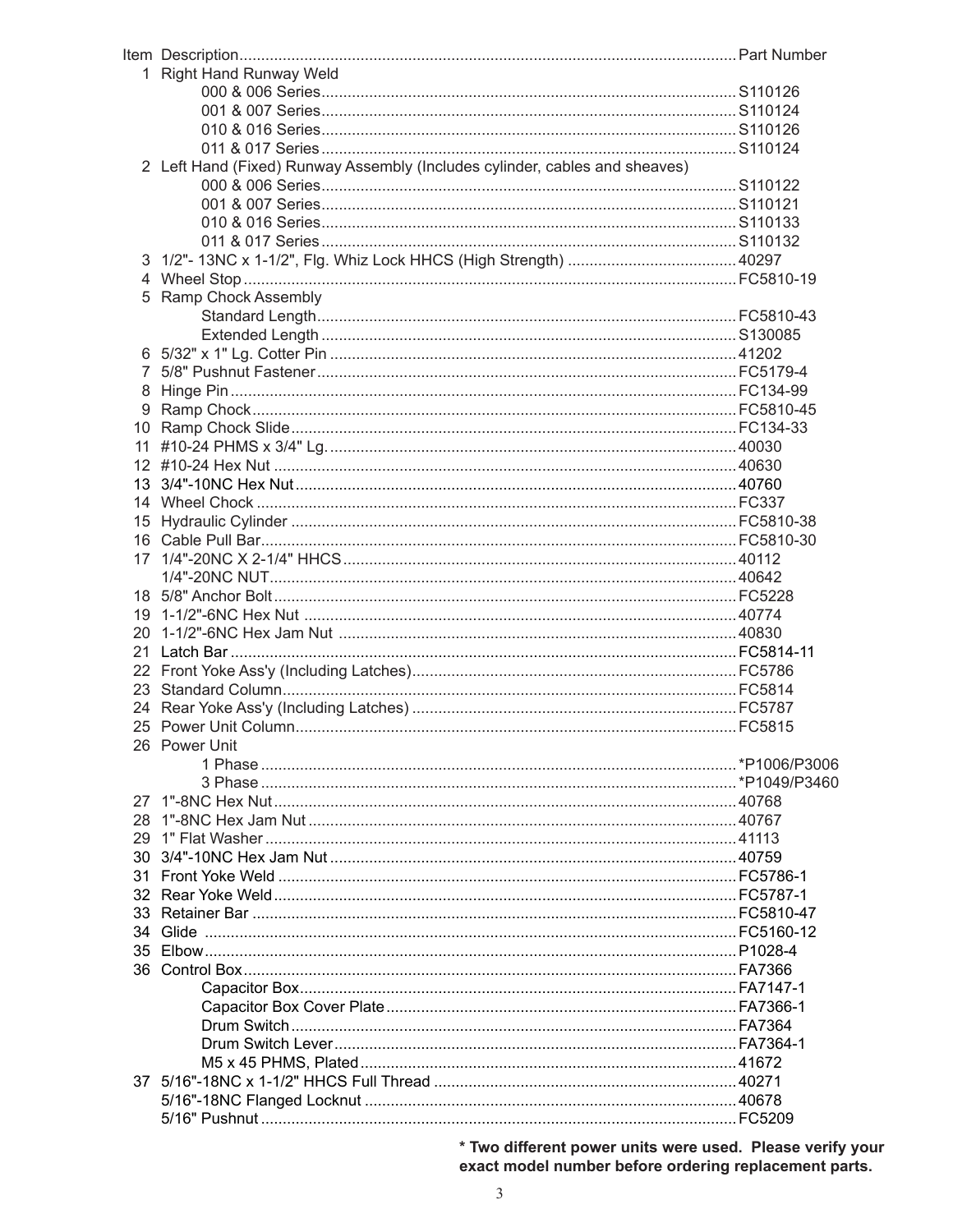| Item | Description | Part Number |
| --- | --- | --- |
| 1 | Right Hand Runway Weld | |
| | 000 & 006 Series | S110126 |
| | 001 & 007 Series | S110124 |
| | 010 & 016 Series | S110126 |
| | 011 & 017 Series | S110124 |
| 2 | Left Hand (Fixed) Runway Assembly (Includes cylinder, cables and sheaves) | |
| | 000 & 006 Series | S110122 |
| | 001 & 007 Series | S110121 |
| | 010 & 016 Series | S110133 |
| | 011 & 017 Series | S110132 |
| 3 | 1/2"- 13NC x 1-1/2", Flg. Whiz Lock HHCS (High Strength) | 40297 |
| 4 | Wheel Stop | FC5810-19 |
| 5 | Ramp Chock Assembly | |
| | Standard Length | FC5810-43 |
| | Extended Length | S130085 |
| 6 | 5/32" x 1" Lg. Cotter Pin | 41202 |
| 7 | 5/8" Pushnut Fastener | FC5179-4 |
| 8 | Hinge Pin | FC134-99 |
| 9 | Ramp Chock | FC5810-45 |
| 10 | Ramp Chock Slide | FC134-33 |
| 11 | #10-24 PHMS x 3/4" Lg. | 40030 |
| 12 | #10-24 Hex Nut | 40630 |
| 13 | 3/4"-10NC Hex Nut | 40760 |
| 14 | Wheel Chock | FC337 |
| 15 | Hydraulic Cylinder | FC5810-38 |
| 16 | Cable Pull Bar | FC5810-30 |
| 17 | 1/4"-20NC X 2-1/4" HHCS | 40112 |
| | 1/4"-20NC NUT | 40642 |
| 18 | 5/8" Anchor Bolt | FC5228 |
| 19 | 1-1/2"-6NC Hex Nut | 40774 |
| 20 | 1-1/2"-6NC Hex Jam Nut | 40830 |
| 21 | Latch Bar | FC5814-11 |
| 22 | Front Yoke Ass'y (Including Latches) | FC5786 |
| 23 | Standard Column | FC5814 |
| 24 | Rear Yoke Ass'y (Including Latches) | FC5787 |
| 25 | Power Unit Column | FC5815 |
| 26 | Power Unit | |
| | 1 Phase | *P1006/P3006 |
| | 3 Phase | *P1049/P3460 |
| 27 | 1"-8NC Hex Nut | 40768 |
| 28 | 1"-8NC Hex Jam Nut | 40767 |
| 29 | 1" Flat Washer | 41113 |
| 30 | 3/4"-10NC Hex Jam Nut | 40759 |
| 31 | Front Yoke Weld | FC5786-1 |
| 32 | Rear Yoke Weld | FC5787-1 |
| 33 | Retainer Bar | FC5810-47 |
| 34 | Glide | FC5160-12 |
| 35 | Elbow | P1028-4 |
| 36 | Control Box | FA7366 |
| | Capacitor Box | FA7147-1 |
| | Capacitor Box Cover Plate | FA7366-1 |
| | Drum Switch | FA7364 |
| | Drum Switch Lever | FA7364-1 |
| | M5 x 45 PHMS, Plated | 41672 |
| 37 | 5/16"-18NC x 1-1/2" HHCS Full Thread | 40271 |
| | 5/16"-18NC Flanged Locknut | 40678 |
| | 5/16" Pushnut | FC5209 |

**\* Two different power units were used. Please verify your exact model number before ordering replacement parts.**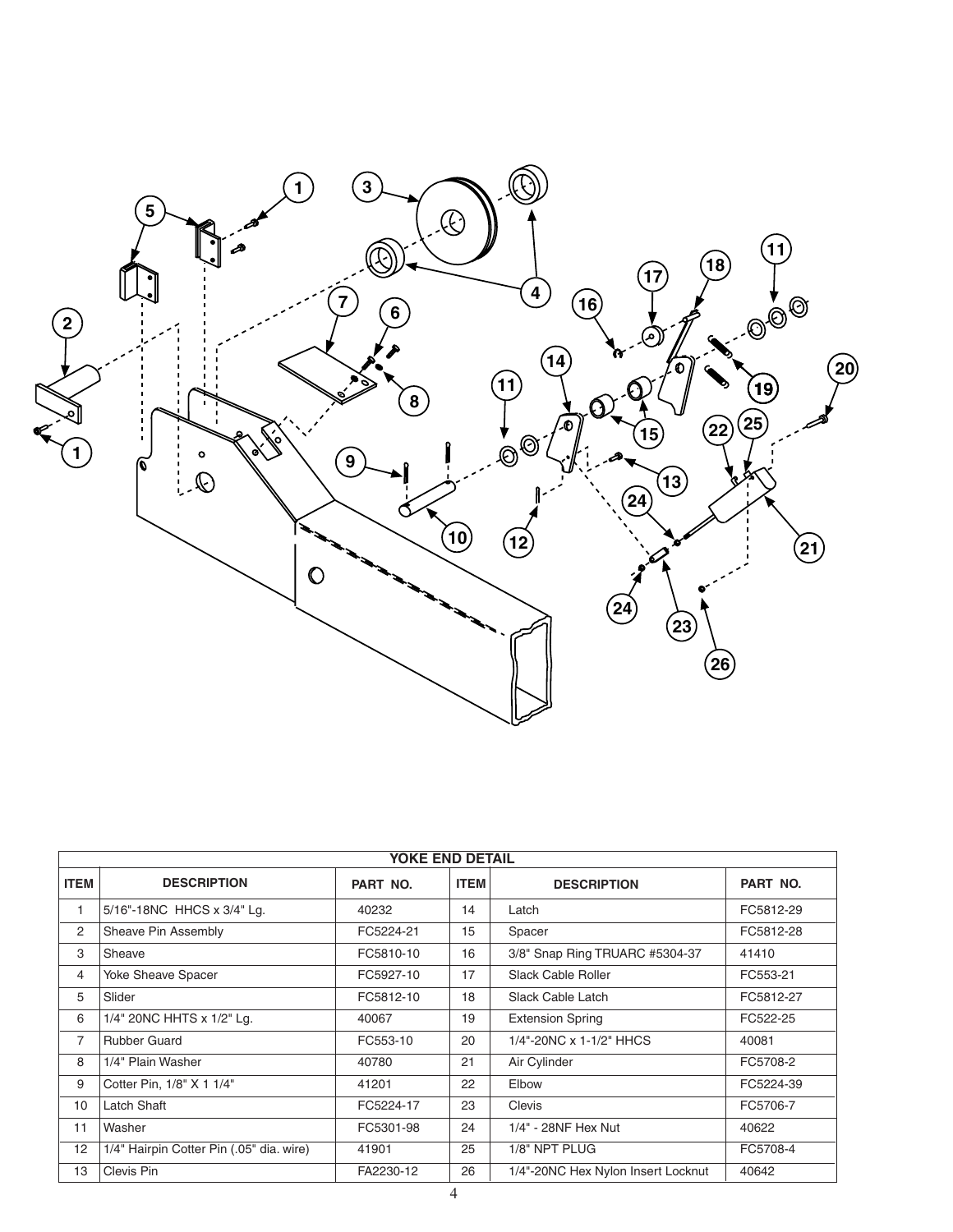| YOKE END DETAIL | | | | | |
|---|---|---|---|---|---|
| **ITEM** | **DESCRIPTION** | **PART NO.** | **ITEM** | **DESCRIPTION** | **PART NO.** |
| 1 | 5/16"-18NC HHCS x 3/4" Lg. | 40232 | 14 | Latch | FC5812-29 |
| 2 | Sheave Pin Assembly | FC5224-21 | 15 | Spacer | FC5812-28 |
| 3 | Sheave | FC5810-10 | 16 | 3/8" Snap Ring TRUARC #5304-37 | 41410 |
| 4 | Yoke Sheave Spacer | FC5927-10 | 17 | Slack Cable Roller | FC553-21 |
| 5 | Slider | FC5812-10 | 18 | Slack Cable Latch | FC5812-27 |
| 6 | 1/4" 20NC HHTS x 1/2" Lg. | 40067 | 19 | Extension Spring | FC522-25 |
| 7 | Rubber Guard | FC553-10 | 20 | 1/4"-20NC x 1-1/2" HHCS | 40081 |
| 8 | 1/4" Plain Washer | 40780 | 21 | Air Cylinder | FC5708-2 |
| 9 | Cotter Pin, 1/8" X 1 1/4" | 41201 | 22 | Elbow | FC5224-39 |
| 10 | Latch Shaft | FC5224-17 | 23 | Clevis | FC5706-7 |
| 11 | Washer | FC5301-98 | 24 | 1/4" - 28NF Hex Nut | 40622 |
| 12 | 1/4" Hairpin Cotter Pin (.05" dia. wire) | 41901 | 25 | 1/8" NPT PLUG | FC5708-4 |
| 13 | Clevis Pin | FA2230-12 | 26 | 1/4"-20NC Hex Nylon Insert Locknut | 40642 |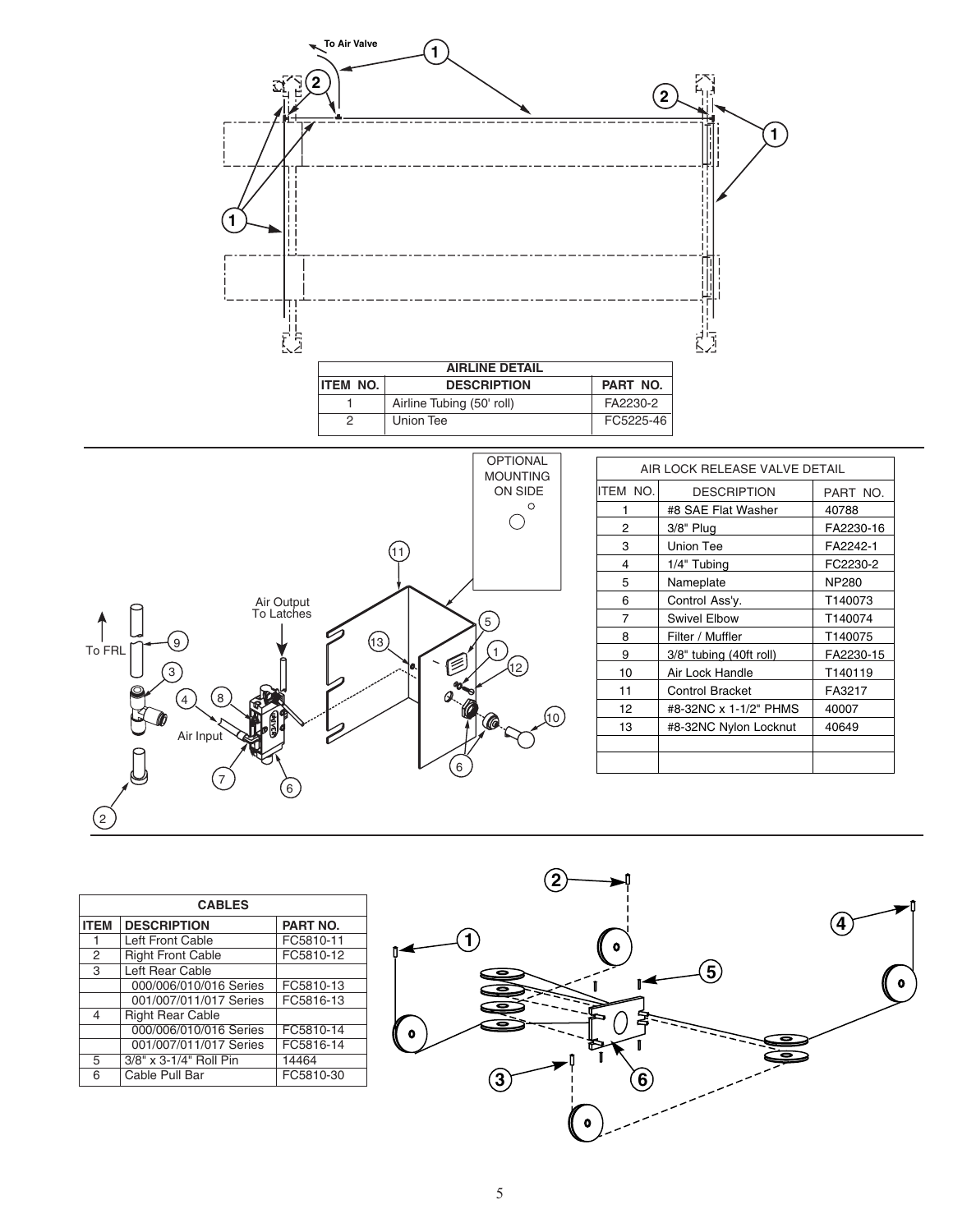| AIRLINE DETAIL | | |
|---|---|---|
| ITEM NO. | DESCRIPTION | PART NO. |
| 1 | Airline Tubing (50' roll) | FA2230-2 |
| 2 | Union Tee | FC5225-46 |

| AIR LOCK RELEASE VALVE DETAIL | | |
|---|---|---|
| ITEM NO. | DESCRIPTION | PART NO. |
| 1 | #8 SAE Flat Washer | 40788 |
| 2 | 3/8" Plug | FA2230-16 |
| 3 | Union Tee | FA2242-1 |
| 4 | 1/4" Tubing | FC2230-2 |
| 5 | Nameplate | NP280 |
| 6 | Control Ass'y. | T140073 |
| 7 | Swivel Elbow | T140074 |
| 8 | Filter / Muffler | T140075 |
| 9 | 3/8" tubing (40ft roll) | FA2230-15 |
| 10 | Air Lock Handle | T140119 |
| 11 | Control Bracket | FA3217 |
| 12 | #8-32NC x 1-1/2" PHMS | 40007 |
| 13 | #8-32NC Nylon Locknut | 40649 |

| CABLES | | |
|---|---|---|
| ITEM | DESCRIPTION | PART NO. |
| 1 | Left Front Cable | FC5810-11 |
| 2 | Right Front Cable | FC5810-12 |
| 3 | Left Rear Cable | |
| | 000/006/010/016 Series | FC5810-13 |
| | 001/007/011/017 Series | FC5816-13 |
| 4 | Right Rear Cable | |
| | 000/006/010/016 Series | FC5810-14 |
| | 001/007/011/017 Series | FC5816-14 |
| 5 | 3/8" x 3-1/4" Roll Pin | 14464 |
| 6 | Cable Pull Bar | FC5810-30 |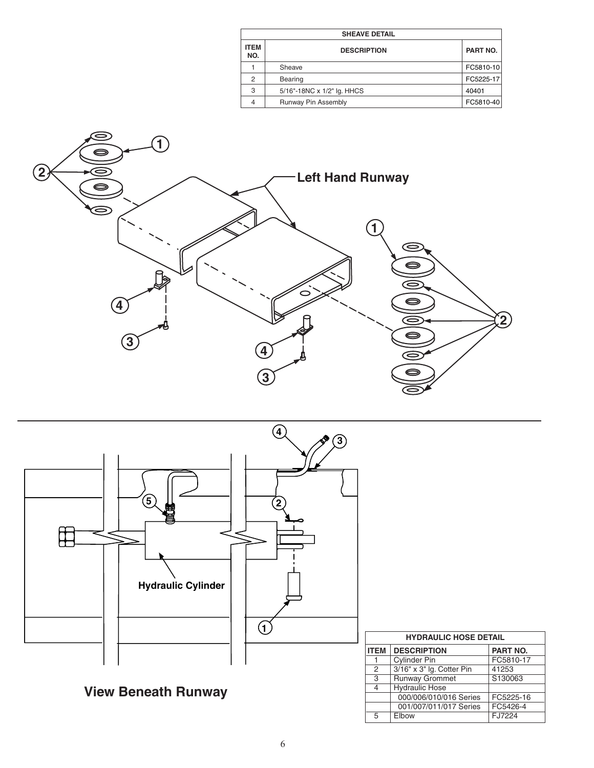| SHEAVE DETAIL | | |
|---|---|---|
| ITEM NO. | DESCRIPTION | PART NO. |
| 1 | Sheave | FC5810-10 |
| 2 | Bearing | FC5225-17 |
| 3 | 5/16"-18NC x 1/2" lg. HHCS | 40401 |
| 4 | Runway Pin Assembly | FC5810-40 |

Left Hand Runway

Hydraulic Cylinder

**View Beneath Runway**

| HYDRAULIC HOSE DETAIL | | |
|---|---|---|
| ITEM | DESCRIPTION | PART NO. |
| 1 | Cylinder Pin | FC5810-17 |
| 2 | 3/16" x 3" lg. Cotter Pin | 41253 |
| 3 | Runway Grommet | S130063 |
| 4 | Hydraulic Hose | |
| | 000/006/010/016 Series | FC5225-16 |
| | 001/007/011/017 Series | FC5426-4 |
| 5 | Elbow | FJ7224 |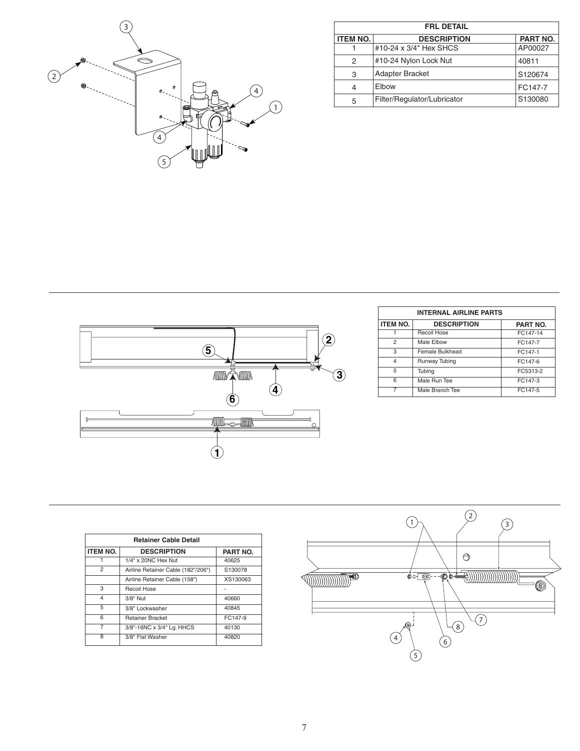| FRL DETAIL | | |
|---|---|---|
| ITEM NO. | DESCRIPTION | PART NO. |
| 1 | #10-24 x 3/4" Hex SHCS | AP00027 |
| 2 | #10-24 Nylon Lock Nut | 40811 |
| 3 | Adapter Bracket | S120674 |
| 4 | Elbow | FC147-7 |
| 5 | Filter/Regulator/Lubricator | S130080 |

| INTERNAL AIRLINE PARTS | | |
|---|---|---|
| ITEM NO. | DESCRIPTION | PART NO. |
| 1 | Recoil Hose | FC147-14 |
| 2 | Male Elbow | FC147-7 |
| 3 | Female Bulkhead | FC147-1 |
| 4 | Runway Tubing | FC147-6 |
| 5 | Tubing | FC5313-2 |
| 6 | Male Run Tee | FC147-3 |
| 7 | Male Branch Tee | FC147-5 |

| Retainer Cable Detail | | |
|---|---|---|
| ITEM NO. | DESCRIPTION | PART NO. |
| 1 | 1/4" x 20NC Hex Nut | 40625 |
| 2 | Airline Retainer Cable (182"/206") | S130078 |
| | Airline Retainer Cable (158") | XS130063 |
| 3 | Recoil Hose | - |
| 4 | 3/8" Nut | 40660 |
| 5 | 3/8" Lockwasher | 40845 |
| 6 | Retainer Bracket | FC147-9 |
| 7 | 3/8"-16NC x 3/4" Lg. HHCS | 40130 |
| 8 | 3/8" Flat Washer | 40820 |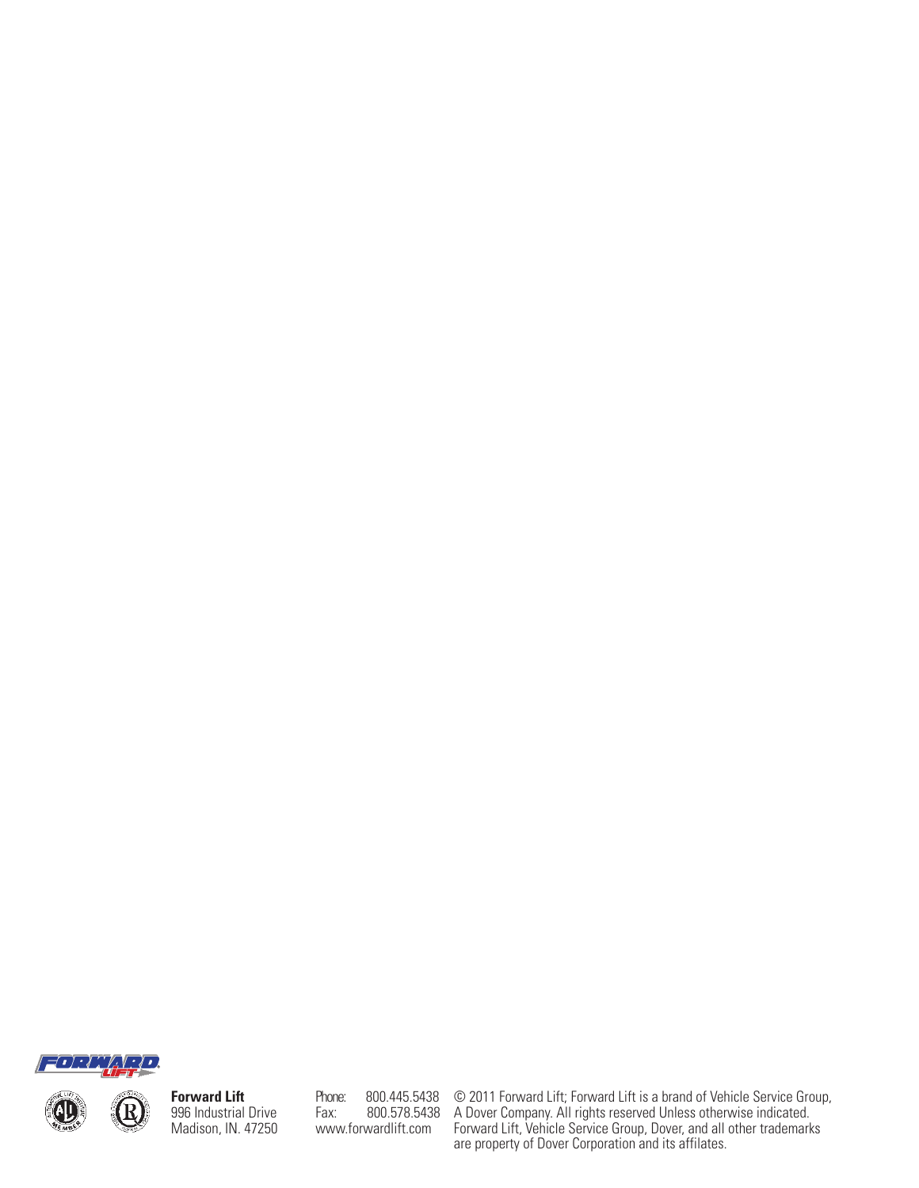**Forward Lift**
996 Industrial Drive
Madison, IN. 47250

Phone: 800.445.5438
Fax: 800.578.5438
www.forwardlift.com

© 2011 Forward Lift; Forward Lift is a brand of Vehicle Service Group, A Dover Company. All rights reserved Unless otherwise indicated. Forward Lift, Vehicle Service Group, Dover, and all other trademarks are property of Dover Corporation and its affilates.